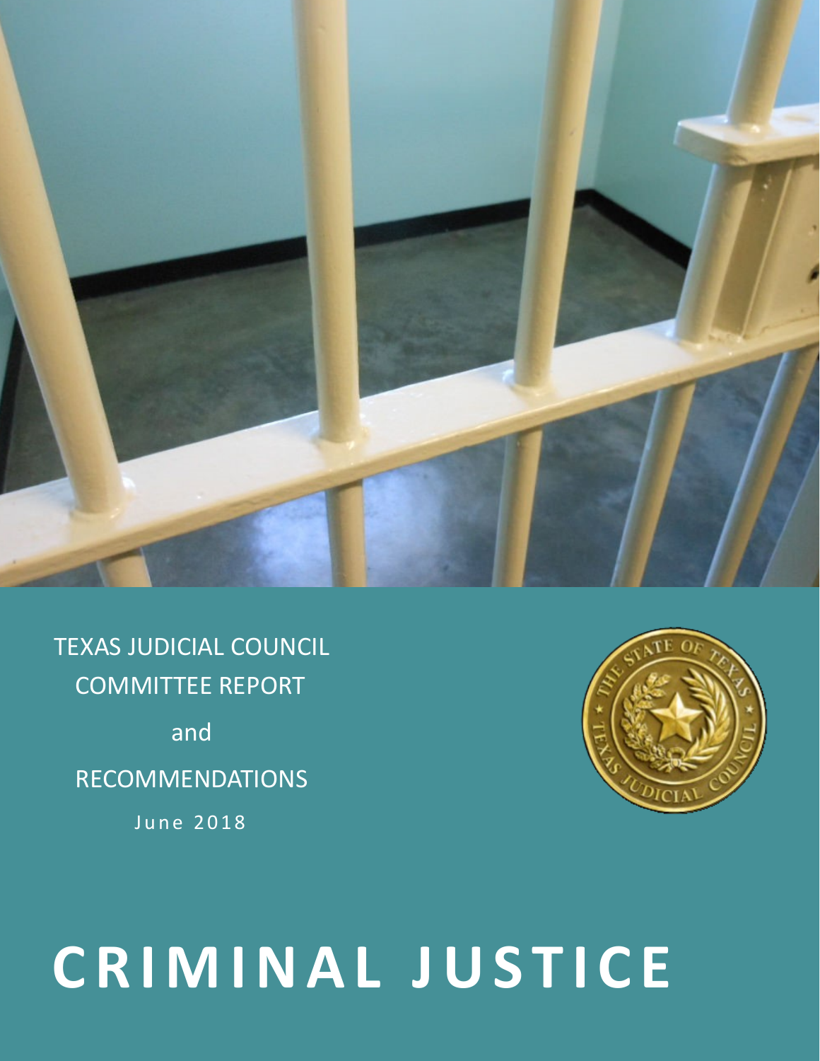TEXAS JUDICIAL COUNCIL

COMMITTEE REPORT

and

RECOMMENDATIONS

June 2018

# CRIMINAL JUSTICE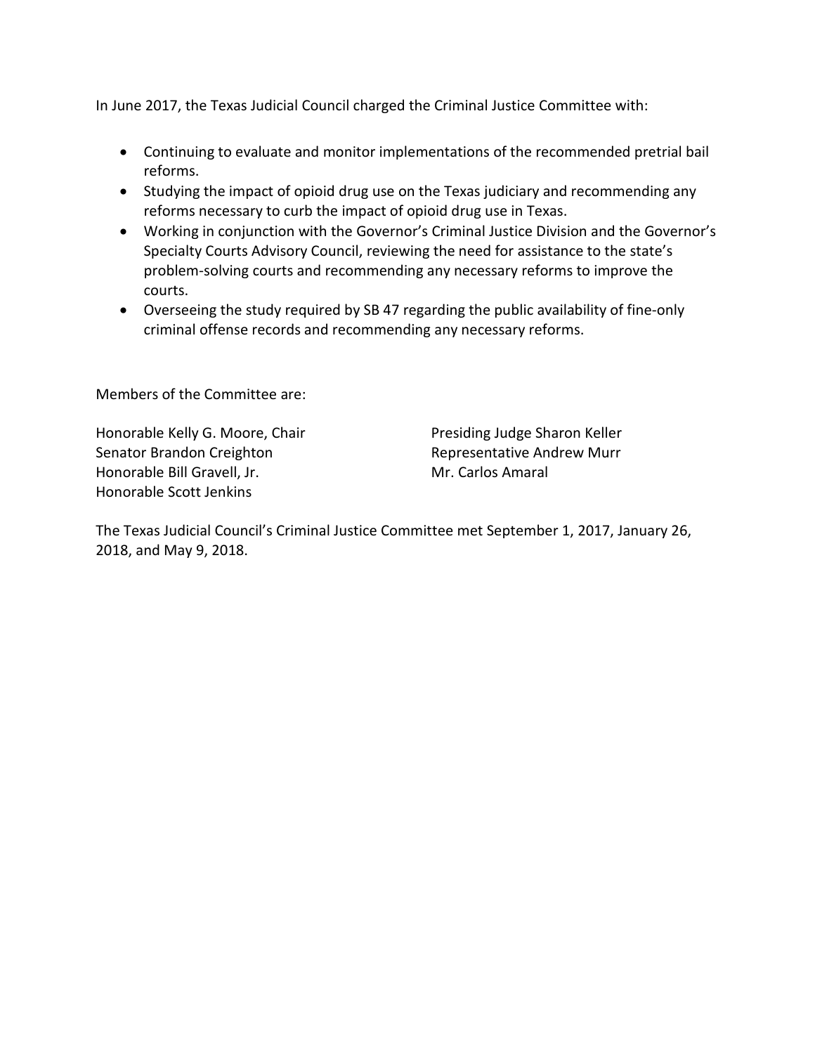In June 2017, the Texas Judicial Council charged the Criminal Justice Committee with:

- Continuing to evaluate and monitor implementations of the recommended pretrial bail reforms.
- Studying the impact of opioid drug use on the Texas judiciary and recommending any reforms necessary to curb the impact of opioid drug use in Texas.
- Working in conjunction with the Governor's Criminal Justice Division and the Governor's Specialty Courts Advisory Council, reviewing the need for assistance to the state's problem-solving courts and recommending any necessary reforms to improve the courts.
- Overseeing the study required by SB 47 regarding the public availability of fine-only criminal offense records and recommending any necessary reforms.

Members of the Committee are:

Honorable Kelly G. Moore, Chair
Senator Brandon Creighton
Honorable Bill Gravell, Jr.
Honorable Scott Jenkins
Presiding Judge Sharon Keller
Representative Andrew Murr
Mr. Carlos Amaral

The Texas Judicial Council's Criminal Justice Committee met September 1, 2017, January 26, 2018, and May 9, 2018.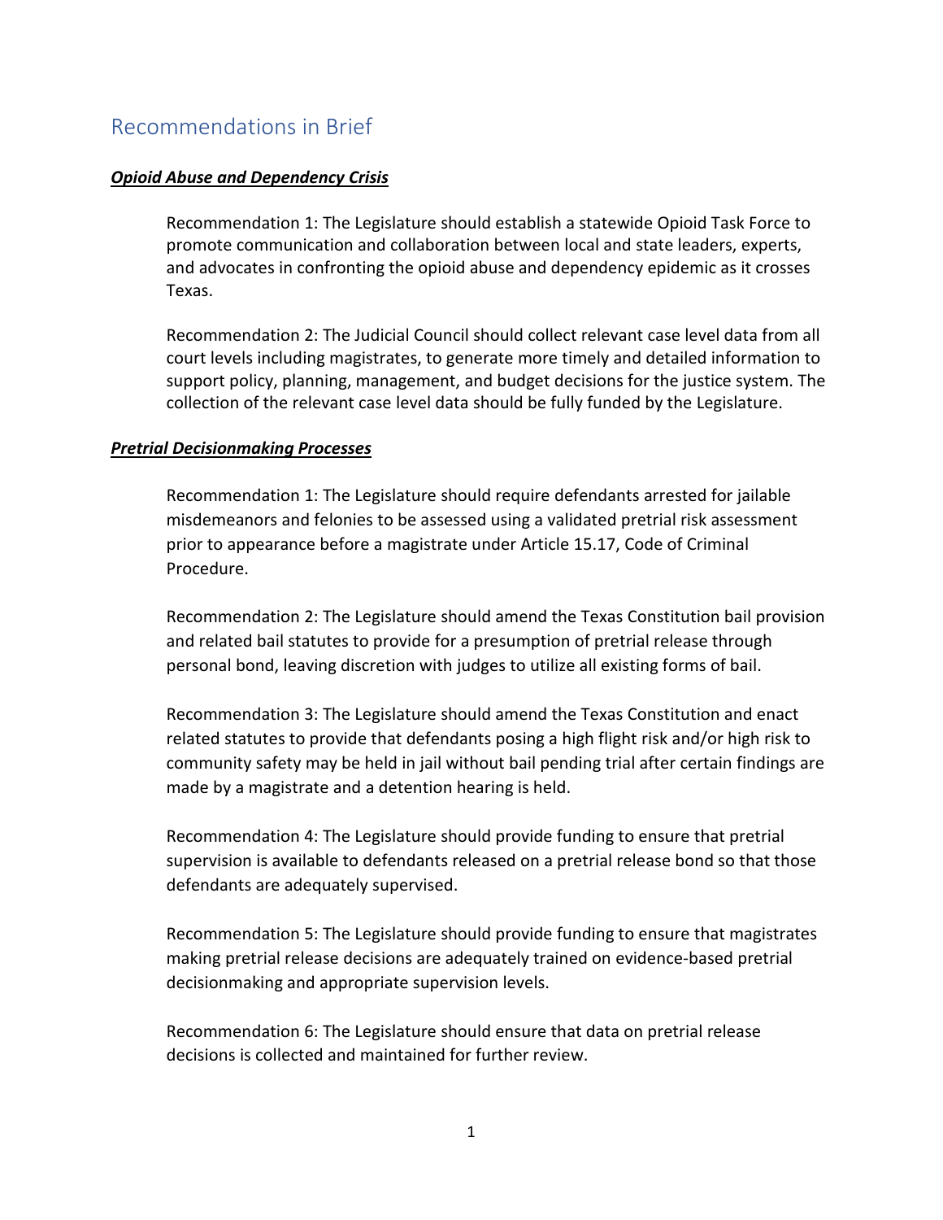## Recommendations in Brief

***Opioid Abuse and Dependency Crisis***

Recommendation 1: The Legislature should establish a statewide Opioid Task Force to promote communication and collaboration between local and state leaders, experts, and advocates in confronting the opioid abuse and dependency epidemic as it crosses Texas.

Recommendation 2: The Judicial Council should collect relevant case level data from all court levels including magistrates, to generate more timely and detailed information to support policy, planning, management, and budget decisions for the justice system. The collection of the relevant case level data should be fully funded by the Legislature.

***Pretrial Decisionmaking Processes***

Recommendation 1: The Legislature should require defendants arrested for jailable misdemeanors and felonies to be assessed using a validated pretrial risk assessment prior to appearance before a magistrate under Article 15.17, Code of Criminal Procedure.

Recommendation 2: The Legislature should amend the Texas Constitution bail provision and related bail statutes to provide for a presumption of pretrial release through personal bond, leaving discretion with judges to utilize all existing forms of bail.

Recommendation 3: The Legislature should amend the Texas Constitution and enact related statutes to provide that defendants posing a high flight risk and/or high risk to community safety may be held in jail without bail pending trial after certain findings are made by a magistrate and a detention hearing is held.

Recommendation 4: The Legislature should provide funding to ensure that pretrial supervision is available to defendants released on a pretrial release bond so that those defendants are adequately supervised.

Recommendation 5: The Legislature should provide funding to ensure that magistrates making pretrial release decisions are adequately trained on evidence-based pretrial decisionmaking and appropriate supervision levels.

Recommendation 6: The Legislature should ensure that data on pretrial release decisions is collected and maintained for further review.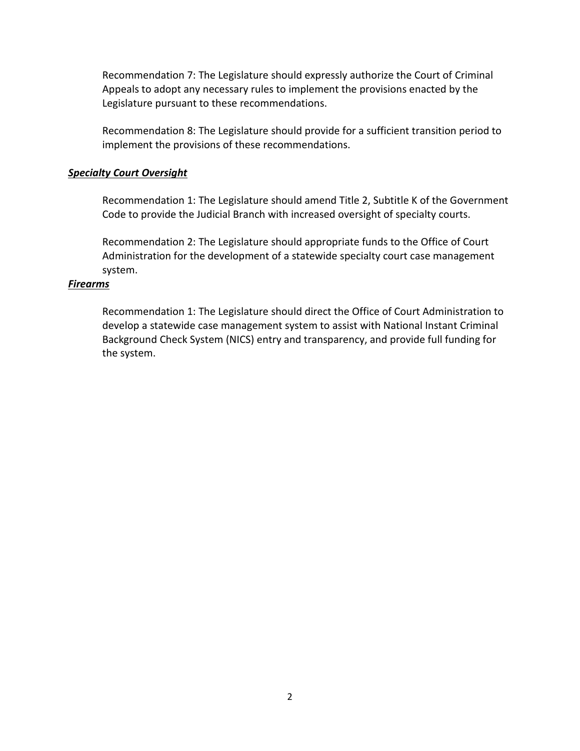Recommendation 7: The Legislature should expressly authorize the Court of Criminal Appeals to adopt any necessary rules to implement the provisions enacted by the Legislature pursuant to these recommendations.

Recommendation 8: The Legislature should provide for a sufficient transition period to implement the provisions of these recommendations.

***Specialty Court Oversight***

Recommendation 1: The Legislature should amend Title 2, Subtitle K of the Government Code to provide the Judicial Branch with increased oversight of specialty courts.

Recommendation 2: The Legislature should appropriate funds to the Office of Court Administration for the development of a statewide specialty court case management system.

***Firearms***

Recommendation 1: The Legislature should direct the Office of Court Administration to develop a statewide case management system to assist with National Instant Criminal Background Check System (NICS) entry and transparency, and provide full funding for the system.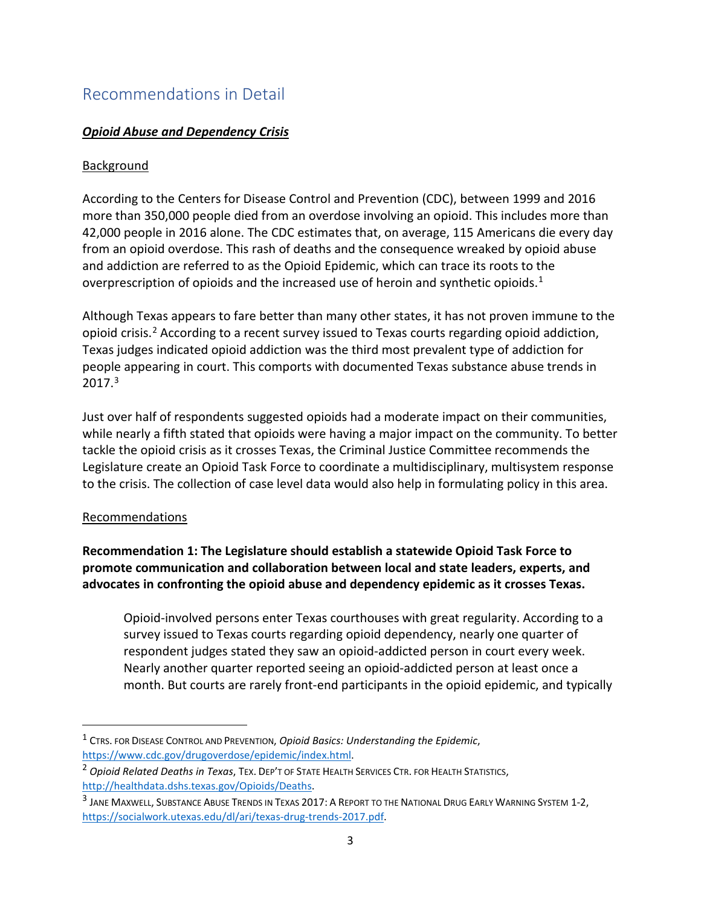## Recommendations in Detail

### ***Opioid Abuse and Dependency Crisis***

Background

According to the Centers for Disease Control and Prevention (CDC), between 1999 and 2016 more than 350,000 people died from an overdose involving an opioid. This includes more than 42,000 people in 2016 alone. The CDC estimates that, on average, 115 Americans die every day from an opioid overdose. This rash of deaths and the consequence wreaked by opioid abuse and addiction are referred to as the Opioid Epidemic, which can trace its roots to the overprescription of opioids and the increased use of heroin and synthetic opioids.[1]

Although Texas appears to fare better than many other states, it has not proven immune to the opioid crisis.[2] According to a recent survey issued to Texas courts regarding opioid addiction, Texas judges indicated opioid addiction was the third most prevalent type of addiction for people appearing in court. This comports with documented Texas substance abuse trends in 2017.[3]

Just over half of respondents suggested opioids had a moderate impact on their communities, while nearly a fifth stated that opioids were having a major impact on the community. To better tackle the opioid crisis as it crosses Texas, the Criminal Justice Committee recommends the Legislature create an Opioid Task Force to coordinate a multidisciplinary, multisystem response to the crisis. The collection of case level data would also help in formulating policy in this area.

Recommendations

**Recommendation 1: The Legislature should establish a statewide Opioid Task Force to promote communication and collaboration between local and state leaders, experts, and advocates in confronting the opioid abuse and dependency epidemic as it crosses Texas.**

> Opioid-involved persons enter Texas courthouses with great regularity. According to a survey issued to Texas courts regarding opioid dependency, nearly one quarter of respondent judges stated they saw an opioid-addicted person in court every week. Nearly another quarter reported seeing an opioid-addicted person at least once a month. But courts are rarely front-end participants in the opioid epidemic, and typically

---

[1] CTRS. FOR DISEASE CONTROL AND PREVENTION, *Opioid Basics: Understanding the Epidemic*, https://www.cdc.gov/drugoverdose/epidemic/index.html.

[2] *Opioid Related Deaths in Texas*, TEX. DEP'T OF STATE HEALTH SERVICES CTR. FOR HEALTH STATISTICS, http://healthdata.dshs.texas.gov/Opioids/Deaths.

[3] JANE MAXWELL, SUBSTANCE ABUSE TRENDS IN TEXAS 2017: A REPORT TO THE NATIONAL DRUG EARLY WARNING SYSTEM 1-2, https://socialwork.utexas.edu/dl/ari/texas-drug-trends-2017.pdf.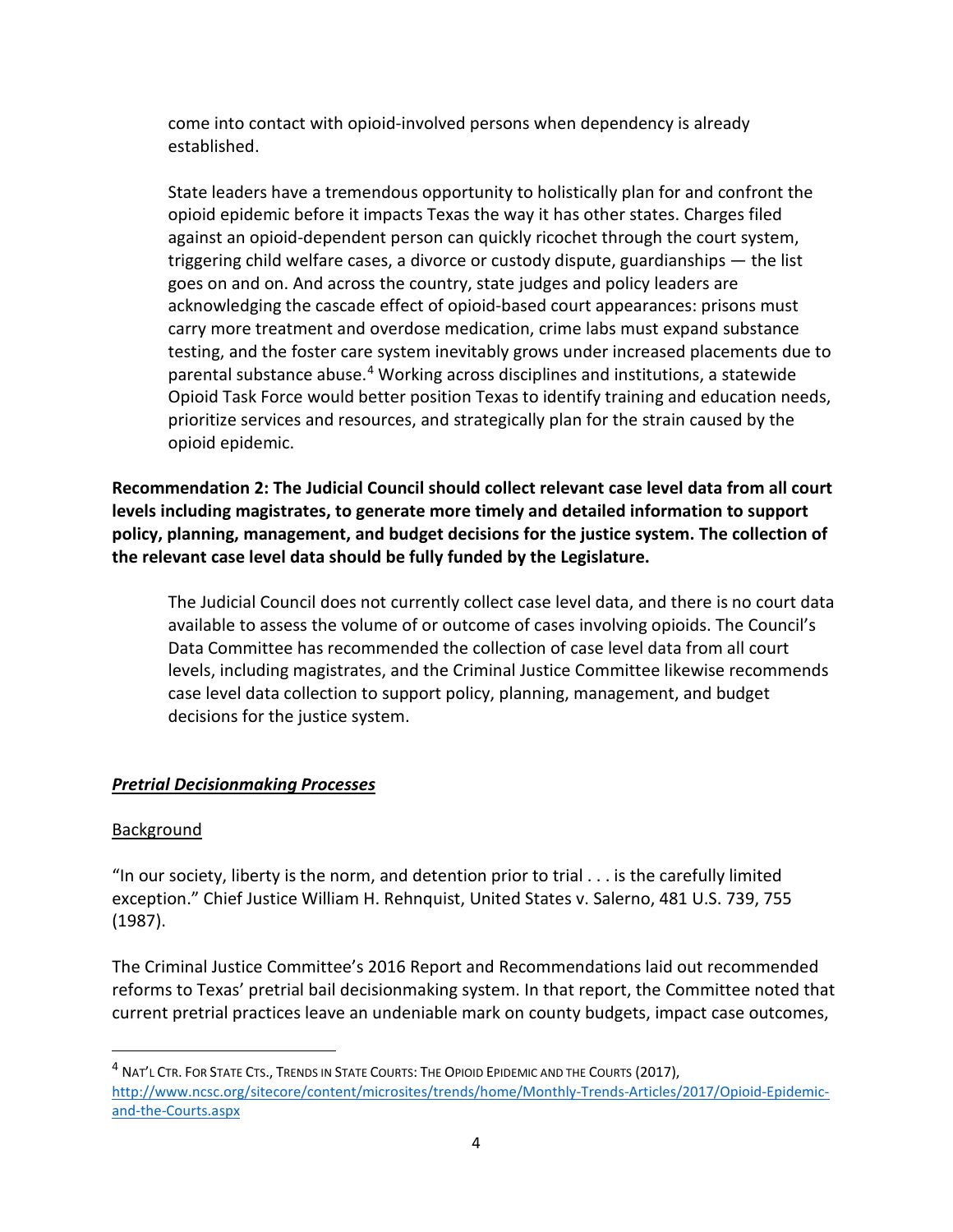come into contact with opioid-involved persons when dependency is already established.

State leaders have a tremendous opportunity to holistically plan for and confront the opioid epidemic before it impacts Texas the way it has other states. Charges filed against an opioid-dependent person can quickly ricochet through the court system, triggering child welfare cases, a divorce or custody dispute, guardianships — the list goes on and on. And across the country, state judges and policy leaders are acknowledging the cascade effect of opioid-based court appearances: prisons must carry more treatment and overdose medication, crime labs must expand substance testing, and the foster care system inevitably grows under increased placements due to parental substance abuse.[4] Working across disciplines and institutions, a statewide Opioid Task Force would better position Texas to identify training and education needs, prioritize services and resources, and strategically plan for the strain caused by the opioid epidemic.

**Recommendation 2: The Judicial Council should collect relevant case level data from all court levels including magistrates, to generate more timely and detailed information to support policy, planning, management, and budget decisions for the justice system. The collection of the relevant case level data should be fully funded by the Legislature.**

The Judicial Council does not currently collect case level data, and there is no court data available to assess the volume of or outcome of cases involving opioids. The Council's Data Committee has recommended the collection of case level data from all court levels, including magistrates, and the Criminal Justice Committee likewise recommends case level data collection to support policy, planning, management, and budget decisions for the justice system.

***Pretrial Decisionmaking Processes***

Background

"In our society, liberty is the norm, and detention prior to trial . . . is the carefully limited exception." Chief Justice William H. Rehnquist, United States v. Salerno, 481 U.S. 739, 755 (1987).

The Criminal Justice Committee's 2016 Report and Recommendations laid out recommended reforms to Texas' pretrial bail decisionmaking system. In that report, the Committee noted that current pretrial practices leave an undeniable mark on county budgets, impact case outcomes,

---

[4] NAT'L CTR. FOR STATE CTS., TRENDS IN STATE COURTS: THE OPIOID EPIDEMIC AND THE COURTS (2017), http://www.ncsc.org/sitecore/content/microsites/trends/home/Monthly-Trends-Articles/2017/Opioid-Epidemic-and-the-Courts.aspx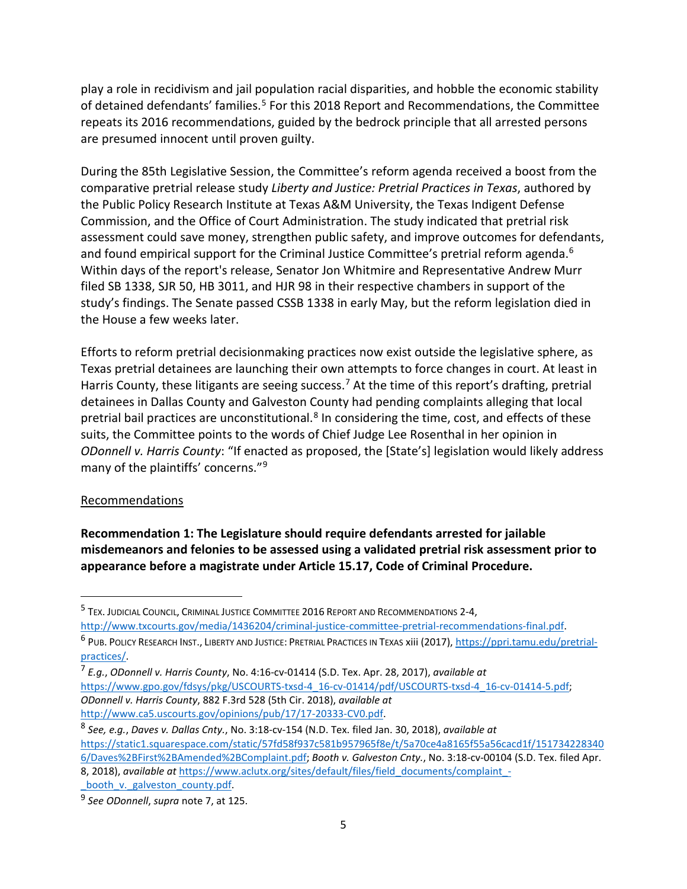play a role in recidivism and jail population racial disparities, and hobble the economic stability of detained defendants' families.[5] For this 2018 Report and Recommendations, the Committee repeats its 2016 recommendations, guided by the bedrock principle that all arrested persons are presumed innocent until proven guilty.

During the 85th Legislative Session, the Committee's reform agenda received a boost from the comparative pretrial release study *Liberty and Justice: Pretrial Practices in Texas*, authored by the Public Policy Research Institute at Texas A&M University, the Texas Indigent Defense Commission, and the Office of Court Administration. The study indicated that pretrial risk assessment could save money, strengthen public safety, and improve outcomes for defendants, and found empirical support for the Criminal Justice Committee's pretrial reform agenda.[6] Within days of the report's release, Senator Jon Whitmire and Representative Andrew Murr filed SB 1338, SJR 50, HB 3011, and HJR 98 in their respective chambers in support of the study's findings. The Senate passed CSSB 1338 in early May, but the reform legislation died in the House a few weeks later.

Efforts to reform pretrial decisionmaking practices now exist outside the legislative sphere, as Texas pretrial detainees are launching their own attempts to force changes in court. At least in Harris County, these litigants are seeing success.[7] At the time of this report's drafting, pretrial detainees in Dallas County and Galveston County had pending complaints alleging that local pretrial bail practices are unconstitutional.[8] In considering the time, cost, and effects of these suits, the Committee points to the words of Chief Judge Lee Rosenthal in her opinion in *ODonnell v. Harris County*: "If enacted as proposed, the [State's] legislation would likely address many of the plaintiffs' concerns."[9]

## Recommendations

**Recommendation 1: The Legislature should require defendants arrested for jailable misdemeanors and felonies to be assessed using a validated pretrial risk assessment prior to appearance before a magistrate under Article 15.17, Code of Criminal Procedure.**

---

[5] TEX. JUDICIAL COUNCIL, CRIMINAL JUSTICE COMMITTEE 2016 REPORT AND RECOMMENDATIONS 2-4, http://www.txcourts.gov/media/1436204/criminal-justice-committee-pretrial-recommendations-final.pdf.

[6] PUB. POLICY RESEARCH INST., LIBERTY AND JUSTICE: PRETRIAL PRACTICES IN TEXAS xiii (2017), https://ppri.tamu.edu/pretrial-practices/.

[7] *E.g.*, *ODonnell v. Harris County*, No. 4:16-cv-01414 (S.D. Tex. Apr. 28, 2017), *available at* https://www.gpo.gov/fdsys/pkg/USCOURTS-txsd-4_16-cv-01414/pdf/USCOURTS-txsd-4_16-cv-01414-5.pdf; *ODonnell v. Harris County*, 882 F.3rd 528 (5th Cir. 2018), *available at* http://www.ca5.uscourts.gov/opinions/pub/17/17-20333-CV0.pdf.

[8] *See, e.g.*, *Daves v. Dallas Cnty.*, No. 3:18-cv-154 (N.D. Tex. filed Jan. 30, 2018), *available at* https://static1.squarespace.com/static/57fd58f937c581b957965f8e/t/5a70ce4a8165f55a56cacd1f/1517342283406/Daves%2BFirst%2BAmended%2BComplaint.pdf; *Booth v. Galveston Cnty.*, No. 3:18-cv-00104 (S.D. Tex. filed Apr. 8, 2018), *available at* https://www.aclutx.org/sites/default/files/field_documents/complaint_-_booth_v._galveston_county.pdf.

[9] *See ODonnell*, *supra* note 7, at 125.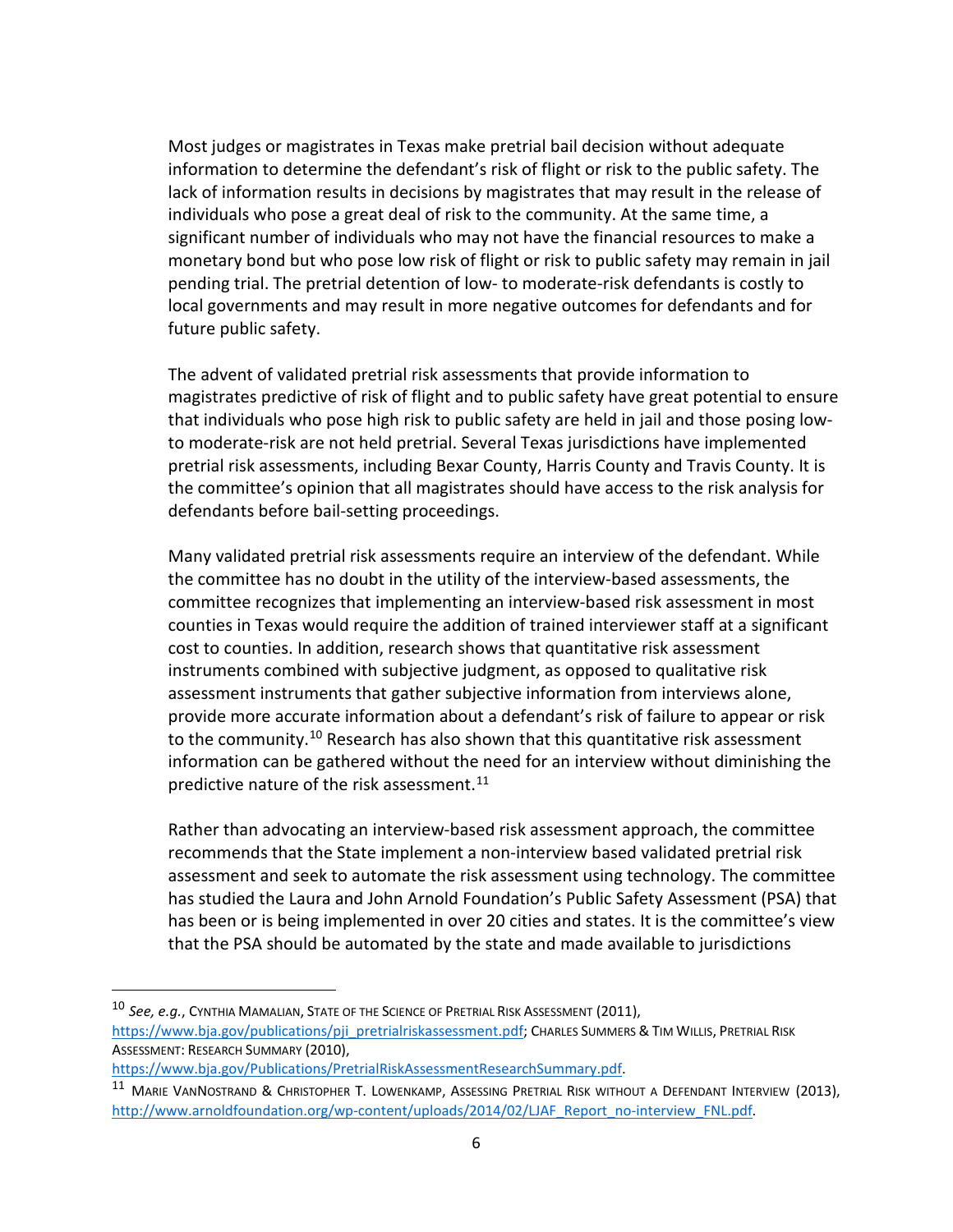Most judges or magistrates in Texas make pretrial bail decision without adequate information to determine the defendant's risk of flight or risk to the public safety. The lack of information results in decisions by magistrates that may result in the release of individuals who pose a great deal of risk to the community. At the same time, a significant number of individuals who may not have the financial resources to make a monetary bond but who pose low risk of flight or risk to public safety may remain in jail pending trial. The pretrial detention of low- to moderate-risk defendants is costly to local governments and may result in more negative outcomes for defendants and for future public safety.

The advent of validated pretrial risk assessments that provide information to magistrates predictive of risk of flight and to public safety have great potential to ensure that individuals who pose high risk to public safety are held in jail and those posing low- to moderate-risk are not held pretrial. Several Texas jurisdictions have implemented pretrial risk assessments, including Bexar County, Harris County and Travis County. It is the committee's opinion that all magistrates should have access to the risk analysis for defendants before bail-setting proceedings.

Many validated pretrial risk assessments require an interview of the defendant. While the committee has no doubt in the utility of the interview-based assessments, the committee recognizes that implementing an interview-based risk assessment in most counties in Texas would require the addition of trained interviewer staff at a significant cost to counties. In addition, research shows that quantitative risk assessment instruments combined with subjective judgment, as opposed to qualitative risk assessment instruments that gather subjective information from interviews alone, provide more accurate information about a defendant's risk of failure to appear or risk to the community.[10] Research has also shown that this quantitative risk assessment information can be gathered without the need for an interview without diminishing the predictive nature of the risk assessment.[11]

Rather than advocating an interview-based risk assessment approach, the committee recommends that the State implement a non-interview based validated pretrial risk assessment and seek to automate the risk assessment using technology. The committee has studied the Laura and John Arnold Foundation's Public Safety Assessment (PSA) that has been or is being implemented in over 20 cities and states. It is the committee's view that the PSA should be automated by the state and made available to jurisdictions

---

[10] *See, e.g.*, CYNTHIA MAMALIAN, STATE OF THE SCIENCE OF PRETRIAL RISK ASSESSMENT (2011), https://www.bja.gov/publications/pji_pretrialriskassessment.pdf; CHARLES SUMMERS & TIM WILLIS, PRETRIAL RISK ASSESSMENT: RESEARCH SUMMARY (2010), https://www.bja.gov/Publications/PretrialRiskAssessmentResearchSummary.pdf.

[11] MARIE VANNOSTRAND & CHRISTOPHER T. LOWENKAMP, ASSESSING PRETRIAL RISK WITHOUT A DEFENDANT INTERVIEW (2013), http://www.arnoldfoundation.org/wp-content/uploads/2014/02/LJAF_Report_no-interview_FNL.pdf.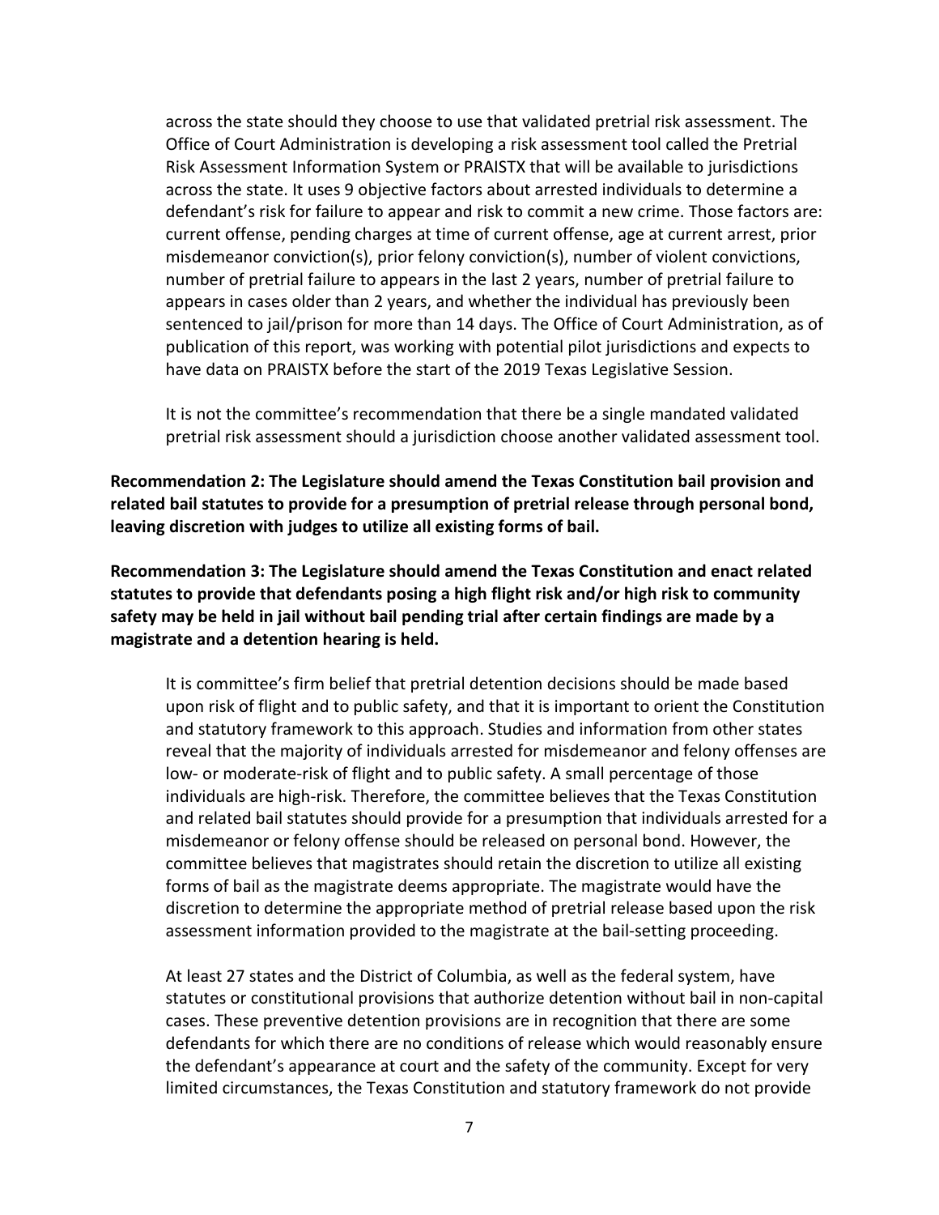across the state should they choose to use that validated pretrial risk assessment. The Office of Court Administration is developing a risk assessment tool called the Pretrial Risk Assessment Information System or PRAISTX that will be available to jurisdictions across the state. It uses 9 objective factors about arrested individuals to determine a defendant's risk for failure to appear and risk to commit a new crime. Those factors are: current offense, pending charges at time of current offense, age at current arrest, prior misdemeanor conviction(s), prior felony conviction(s), number of violent convictions, number of pretrial failure to appears in the last 2 years, number of pretrial failure to appears in cases older than 2 years, and whether the individual has previously been sentenced to jail/prison for more than 14 days. The Office of Court Administration, as of publication of this report, was working with potential pilot jurisdictions and expects to have data on PRAISTX before the start of the 2019 Texas Legislative Session.

It is not the committee's recommendation that there be a single mandated validated pretrial risk assessment should a jurisdiction choose another validated assessment tool.

**Recommendation 2: The Legislature should amend the Texas Constitution bail provision and related bail statutes to provide for a presumption of pretrial release through personal bond, leaving discretion with judges to utilize all existing forms of bail.**

**Recommendation 3: The Legislature should amend the Texas Constitution and enact related statutes to provide that defendants posing a high flight risk and/or high risk to community safety may be held in jail without bail pending trial after certain findings are made by a magistrate and a detention hearing is held.**

It is committee's firm belief that pretrial detention decisions should be made based upon risk of flight and to public safety, and that it is important to orient the Constitution and statutory framework to this approach. Studies and information from other states reveal that the majority of individuals arrested for misdemeanor and felony offenses are low- or moderate-risk of flight and to public safety. A small percentage of those individuals are high-risk. Therefore, the committee believes that the Texas Constitution and related bail statutes should provide for a presumption that individuals arrested for a misdemeanor or felony offense should be released on personal bond. However, the committee believes that magistrates should retain the discretion to utilize all existing forms of bail as the magistrate deems appropriate. The magistrate would have the discretion to determine the appropriate method of pretrial release based upon the risk assessment information provided to the magistrate at the bail-setting proceeding.

At least 27 states and the District of Columbia, as well as the federal system, have statutes or constitutional provisions that authorize detention without bail in non-capital cases. These preventive detention provisions are in recognition that there are some defendants for which there are no conditions of release which would reasonably ensure the defendant's appearance at court and the safety of the community. Except for very limited circumstances, the Texas Constitution and statutory framework do not provide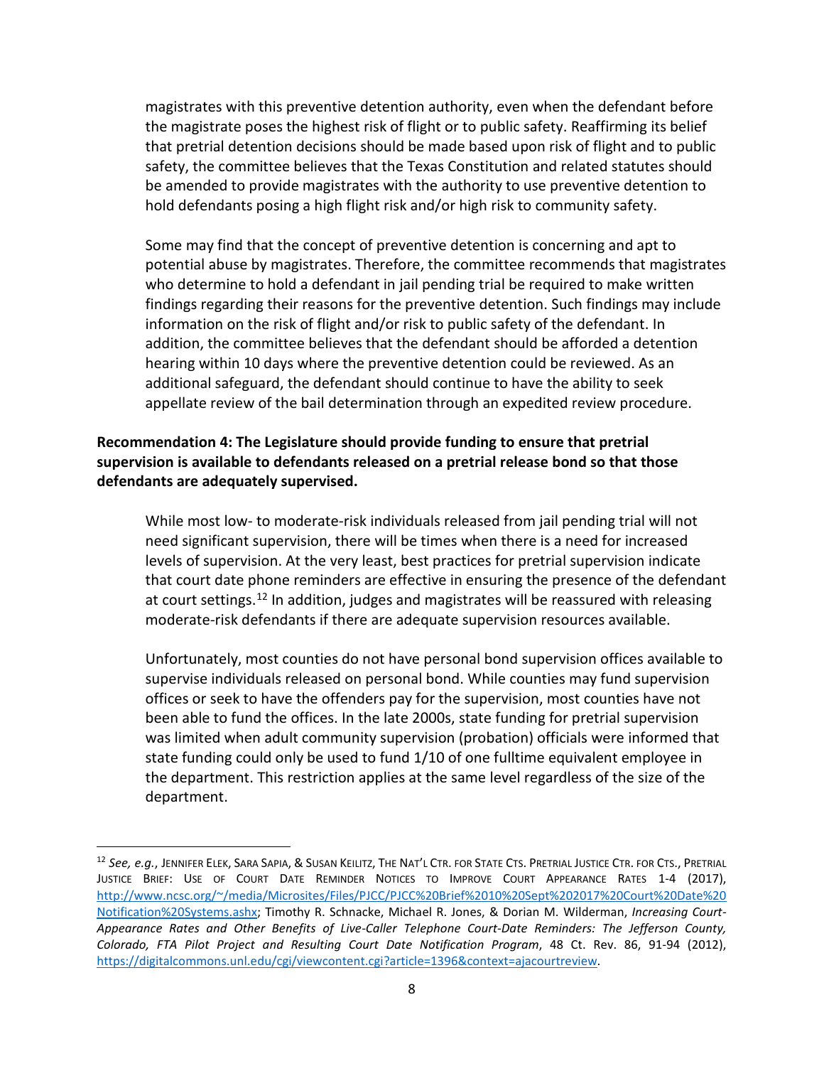magistrates with this preventive detention authority, even when the defendant before the magistrate poses the highest risk of flight or to public safety. Reaffirming its belief that pretrial detention decisions should be made based upon risk of flight and to public safety, the committee believes that the Texas Constitution and related statutes should be amended to provide magistrates with the authority to use preventive detention to hold defendants posing a high flight risk and/or high risk to community safety.

Some may find that the concept of preventive detention is concerning and apt to potential abuse by magistrates. Therefore, the committee recommends that magistrates who determine to hold a defendant in jail pending trial be required to make written findings regarding their reasons for the preventive detention. Such findings may include information on the risk of flight and/or risk to public safety of the defendant. In addition, the committee believes that the defendant should be afforded a detention hearing within 10 days where the preventive detention could be reviewed. As an additional safeguard, the defendant should continue to have the ability to seek appellate review of the bail determination through an expedited review procedure.

**Recommendation 4: The Legislature should provide funding to ensure that pretrial supervision is available to defendants released on a pretrial release bond so that those defendants are adequately supervised.**

While most low- to moderate-risk individuals released from jail pending trial will not need significant supervision, there will be times when there is a need for increased levels of supervision. At the very least, best practices for pretrial supervision indicate that court date phone reminders are effective in ensuring the presence of the defendant at court settings.[12] In addition, judges and magistrates will be reassured with releasing moderate-risk defendants if there are adequate supervision resources available.

Unfortunately, most counties do not have personal bond supervision offices available to supervise individuals released on personal bond. While counties may fund supervision offices or seek to have the offenders pay for the supervision, most counties have not been able to fund the offices. In the late 2000s, state funding for pretrial supervision was limited when adult community supervision (probation) officials were informed that state funding could only be used to fund 1/10 of one fulltime equivalent employee in the department. This restriction applies at the same level regardless of the size of the department.

---

[12] *See, e.g.*, JENNIFER ELEK, SARA SAPIA, & SUSAN KEILITZ, THE NAT'L CTR. FOR STATE CTS. PRETRIAL JUSTICE CTR. FOR CTS., PRETRIAL JUSTICE BRIEF: USE OF COURT DATE REMINDER NOTICES TO IMPROVE COURT APPEARANCE RATES 1-4 (2017), http://www.ncsc.org/~/media/Microsites/Files/PJCC/PJCC%20Brief%2010%20Sept%202017%20Court%20Date%20Notification%20Systems.ashx; Timothy R. Schnacke, Michael R. Jones, & Dorian M. Wilderman, *Increasing Court-Appearance Rates and Other Benefits of Live-Caller Telephone Court-Date Reminders: The Jefferson County, Colorado, FTA Pilot Project and Resulting Court Date Notification Program*, 48 Ct. Rev. 86, 91-94 (2012), https://digitalcommons.unl.edu/cgi/viewcontent.cgi?article=1396&context=ajacourtreview.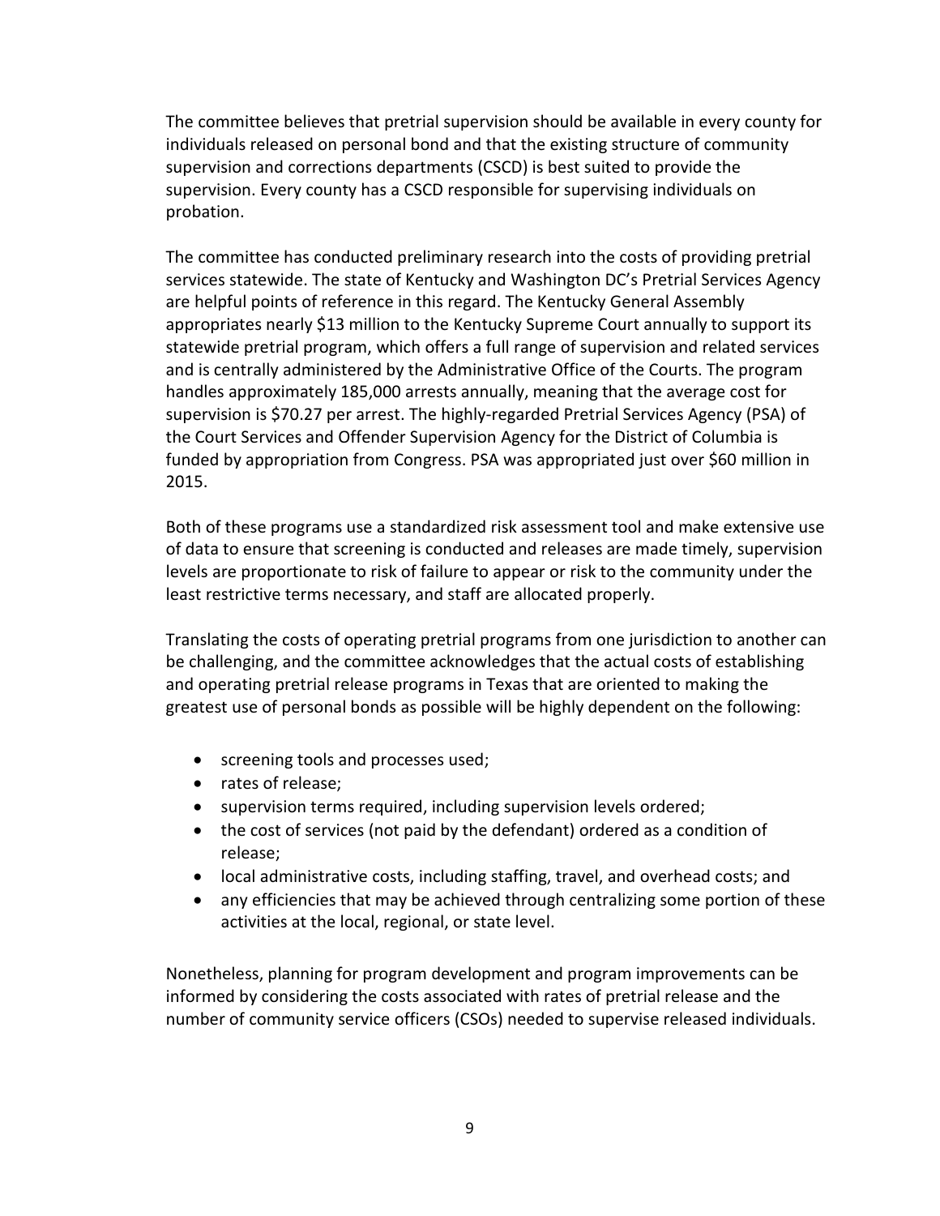The committee believes that pretrial supervision should be available in every county for individuals released on personal bond and that the existing structure of community supervision and corrections departments (CSCD) is best suited to provide the supervision. Every county has a CSCD responsible for supervising individuals on probation.

The committee has conducted preliminary research into the costs of providing pretrial services statewide. The state of Kentucky and Washington DC's Pretrial Services Agency are helpful points of reference in this regard. The Kentucky General Assembly appropriates nearly $13 million to the Kentucky Supreme Court annually to support its statewide pretrial program, which offers a full range of supervision and related services and is centrally administered by the Administrative Office of the Courts. The program handles approximately 185,000 arrests annually, meaning that the average cost for supervision is $70.27 per arrest. The highly-regarded Pretrial Services Agency (PSA) of the Court Services and Offender Supervision Agency for the District of Columbia is funded by appropriation from Congress. PSA was appropriated just over $60 million in 2015.

Both of these programs use a standardized risk assessment tool and make extensive use of data to ensure that screening is conducted and releases are made timely, supervision levels are proportionate to risk of failure to appear or risk to the community under the least restrictive terms necessary, and staff are allocated properly.

Translating the costs of operating pretrial programs from one jurisdiction to another can be challenging, and the committee acknowledges that the actual costs of establishing and operating pretrial release programs in Texas that are oriented to making the greatest use of personal bonds as possible will be highly dependent on the following:

- screening tools and processes used;
- rates of release;
- supervision terms required, including supervision levels ordered;
- the cost of services (not paid by the defendant) ordered as a condition of release;
- local administrative costs, including staffing, travel, and overhead costs; and
- any efficiencies that may be achieved through centralizing some portion of these activities at the local, regional, or state level.

Nonetheless, planning for program development and program improvements can be informed by considering the costs associated with rates of pretrial release and the number of community service officers (CSOs) needed to supervise released individuals.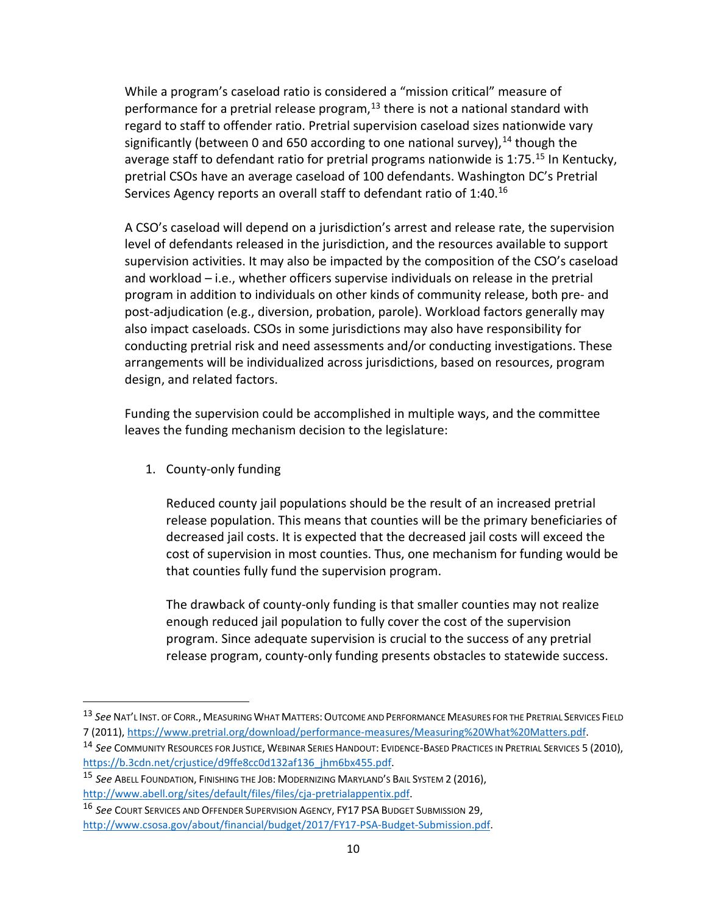While a program's caseload ratio is considered a "mission critical" measure of performance for a pretrial release program,[13] there is not a national standard with regard to staff to offender ratio. Pretrial supervision caseload sizes nationwide vary significantly (between 0 and 650 according to one national survey),[14] though the average staff to defendant ratio for pretrial programs nationwide is 1:75.[15] In Kentucky, pretrial CSOs have an average caseload of 100 defendants. Washington DC's Pretrial Services Agency reports an overall staff to defendant ratio of 1:40.[16]

A CSO's caseload will depend on a jurisdiction's arrest and release rate, the supervision level of defendants released in the jurisdiction, and the resources available to support supervision activities. It may also be impacted by the composition of the CSO's caseload and workload – i.e., whether officers supervise individuals on release in the pretrial program in addition to individuals on other kinds of community release, both pre- and post-adjudication (e.g., diversion, probation, parole). Workload factors generally may also impact caseloads. CSOs in some jurisdictions may also have responsibility for conducting pretrial risk and need assessments and/or conducting investigations. These arrangements will be individualized across jurisdictions, based on resources, program design, and related factors.

Funding the supervision could be accomplished in multiple ways, and the committee leaves the funding mechanism decision to the legislature:

1. County-only funding

   Reduced county jail populations should be the result of an increased pretrial release population. This means that counties will be the primary beneficiaries of decreased jail costs. It is expected that the decreased jail costs will exceed the cost of supervision in most counties. Thus, one mechanism for funding would be that counties fully fund the supervision program.

   The drawback of county-only funding is that smaller counties may not realize enough reduced jail population to fully cover the cost of the supervision program. Since adequate supervision is crucial to the success of any pretrial release program, county-only funding presents obstacles to statewide success.

---

[13] *See* NAT'L INST. OF CORR., MEASURING WHAT MATTERS: OUTCOME AND PERFORMANCE MEASURES FOR THE PRETRIAL SERVICES FIELD 7 (2011), https://www.pretrial.org/download/performance-measures/Measuring%20What%20Matters.pdf.

[14] *See* COMMUNITY RESOURCES FOR JUSTICE, WEBINAR SERIES HANDOUT: EVIDENCE-BASED PRACTICES IN PRETRIAL SERVICES 5 (2010), https://b.3cdn.net/crjustice/d9ffe8cc0d132af136_jhm6bx455.pdf.

[15] *See* ABELL FOUNDATION, FINISHING THE JOB: MODERNIZING MARYLAND'S BAIL SYSTEM 2 (2016), http://www.abell.org/sites/default/files/files/cja-pretrialappentix.pdf.

[16] *See* COURT SERVICES AND OFFENDER SUPERVISION AGENCY, FY17 PSA BUDGET SUBMISSION 29, http://www.csosa.gov/about/financial/budget/2017/FY17-PSA-Budget-Submission.pdf.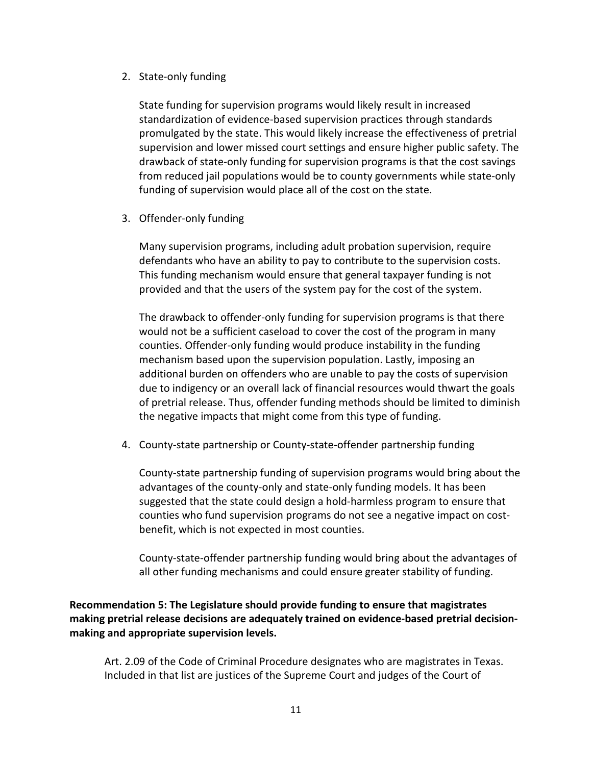2. State-only funding

   State funding for supervision programs would likely result in increased standardization of evidence-based supervision practices through standards promulgated by the state. This would likely increase the effectiveness of pretrial supervision and lower missed court settings and ensure higher public safety. The drawback of state-only funding for supervision programs is that the cost savings from reduced jail populations would be to county governments while state-only funding of supervision would place all of the cost on the state.

3. Offender-only funding

   Many supervision programs, including adult probation supervision, require defendants who have an ability to pay to contribute to the supervision costs. This funding mechanism would ensure that general taxpayer funding is not provided and that the users of the system pay for the cost of the system.

   The drawback to offender-only funding for supervision programs is that there would not be a sufficient caseload to cover the cost of the program in many counties. Offender-only funding would produce instability in the funding mechanism based upon the supervision population. Lastly, imposing an additional burden on offenders who are unable to pay the costs of supervision due to indigency or an overall lack of financial resources would thwart the goals of pretrial release. Thus, offender funding methods should be limited to diminish the negative impacts that might come from this type of funding.

4. County-state partnership or County-state-offender partnership funding

   County-state partnership funding of supervision programs would bring about the advantages of the county-only and state-only funding models. It has been suggested that the state could design a hold-harmless program to ensure that counties who fund supervision programs do not see a negative impact on cost-benefit, which is not expected in most counties.

   County-state-offender partnership funding would bring about the advantages of all other funding mechanisms and could ensure greater stability of funding.

**Recommendation 5: The Legislature should provide funding to ensure that magistrates making pretrial release decisions are adequately trained on evidence-based pretrial decision-making and appropriate supervision levels.**

Art. 2.09 of the Code of Criminal Procedure designates who are magistrates in Texas. Included in that list are justices of the Supreme Court and judges of the Court of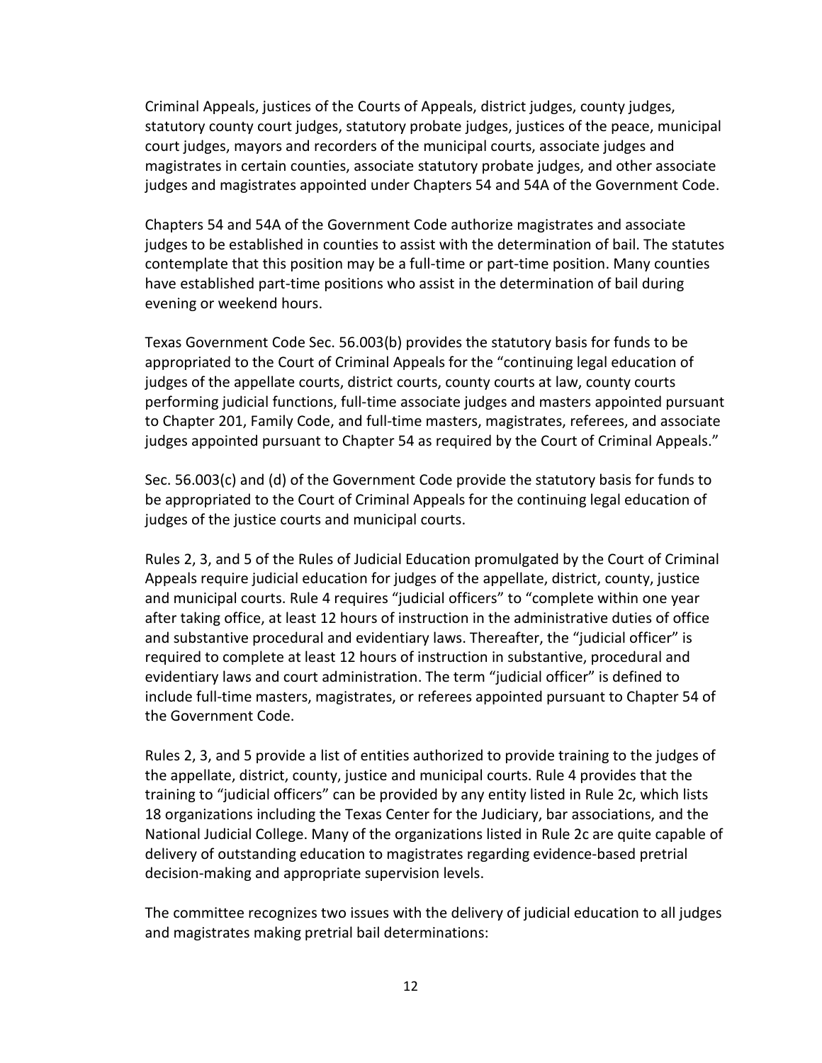Criminal Appeals, justices of the Courts of Appeals, district judges, county judges, statutory county court judges, statutory probate judges, justices of the peace, municipal court judges, mayors and recorders of the municipal courts, associate judges and magistrates in certain counties, associate statutory probate judges, and other associate judges and magistrates appointed under Chapters 54 and 54A of the Government Code.

Chapters 54 and 54A of the Government Code authorize magistrates and associate judges to be established in counties to assist with the determination of bail. The statutes contemplate that this position may be a full-time or part-time position. Many counties have established part-time positions who assist in the determination of bail during evening or weekend hours.

Texas Government Code Sec. 56.003(b) provides the statutory basis for funds to be appropriated to the Court of Criminal Appeals for the "continuing legal education of judges of the appellate courts, district courts, county courts at law, county courts performing judicial functions, full-time associate judges and masters appointed pursuant to Chapter 201, Family Code, and full-time masters, magistrates, referees, and associate judges appointed pursuant to Chapter 54 as required by the Court of Criminal Appeals."

Sec. 56.003(c) and (d) of the Government Code provide the statutory basis for funds to be appropriated to the Court of Criminal Appeals for the continuing legal education of judges of the justice courts and municipal courts.

Rules 2, 3, and 5 of the Rules of Judicial Education promulgated by the Court of Criminal Appeals require judicial education for judges of the appellate, district, county, justice and municipal courts. Rule 4 requires "judicial officers" to "complete within one year after taking office, at least 12 hours of instruction in the administrative duties of office and substantive procedural and evidentiary laws. Thereafter, the "judicial officer" is required to complete at least 12 hours of instruction in substantive, procedural and evidentiary laws and court administration. The term "judicial officer" is defined to include full-time masters, magistrates, or referees appointed pursuant to Chapter 54 of the Government Code.

Rules 2, 3, and 5 provide a list of entities authorized to provide training to the judges of the appellate, district, county, justice and municipal courts. Rule 4 provides that the training to "judicial officers" can be provided by any entity listed in Rule 2c, which lists 18 organizations including the Texas Center for the Judiciary, bar associations, and the National Judicial College. Many of the organizations listed in Rule 2c are quite capable of delivery of outstanding education to magistrates regarding evidence-based pretrial decision-making and appropriate supervision levels.

The committee recognizes two issues with the delivery of judicial education to all judges and magistrates making pretrial bail determinations: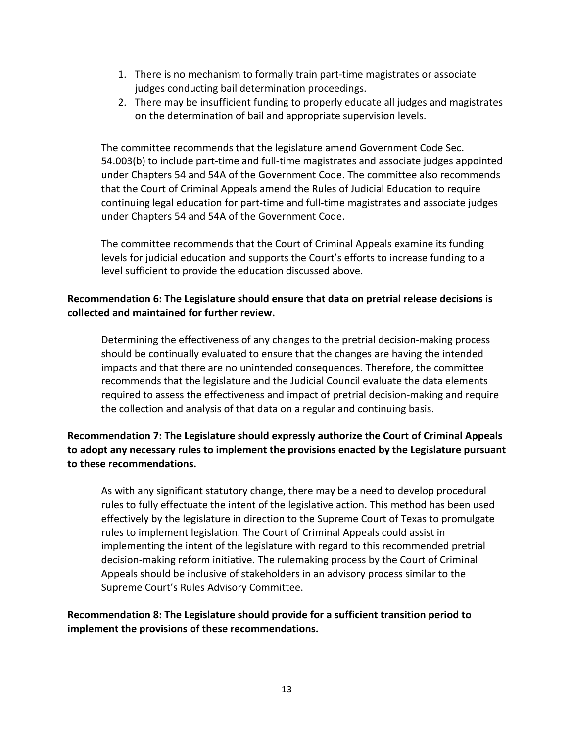1. There is no mechanism to formally train part-time magistrates or associate judges conducting bail determination proceedings.
2. There may be insufficient funding to properly educate all judges and magistrates on the determination of bail and appropriate supervision levels.

The committee recommends that the legislature amend Government Code Sec. 54.003(b) to include part-time and full-time magistrates and associate judges appointed under Chapters 54 and 54A of the Government Code. The committee also recommends that the Court of Criminal Appeals amend the Rules of Judicial Education to require continuing legal education for part-time and full-time magistrates and associate judges under Chapters 54 and 54A of the Government Code.

The committee recommends that the Court of Criminal Appeals examine its funding levels for judicial education and supports the Court's efforts to increase funding to a level sufficient to provide the education discussed above.

**Recommendation 6: The Legislature should ensure that data on pretrial release decisions is collected and maintained for further review.**

Determining the effectiveness of any changes to the pretrial decision-making process should be continually evaluated to ensure that the changes are having the intended impacts and that there are no unintended consequences. Therefore, the committee recommends that the legislature and the Judicial Council evaluate the data elements required to assess the effectiveness and impact of pretrial decision-making and require the collection and analysis of that data on a regular and continuing basis.

**Recommendation 7: The Legislature should expressly authorize the Court of Criminal Appeals to adopt any necessary rules to implement the provisions enacted by the Legislature pursuant to these recommendations.**

As with any significant statutory change, there may be a need to develop procedural rules to fully effectuate the intent of the legislative action. This method has been used effectively by the legislature in direction to the Supreme Court of Texas to promulgate rules to implement legislation. The Court of Criminal Appeals could assist in implementing the intent of the legislature with regard to this recommended pretrial decision-making reform initiative. The rulemaking process by the Court of Criminal Appeals should be inclusive of stakeholders in an advisory process similar to the Supreme Court's Rules Advisory Committee.

**Recommendation 8: The Legislature should provide for a sufficient transition period to implement the provisions of these recommendations.**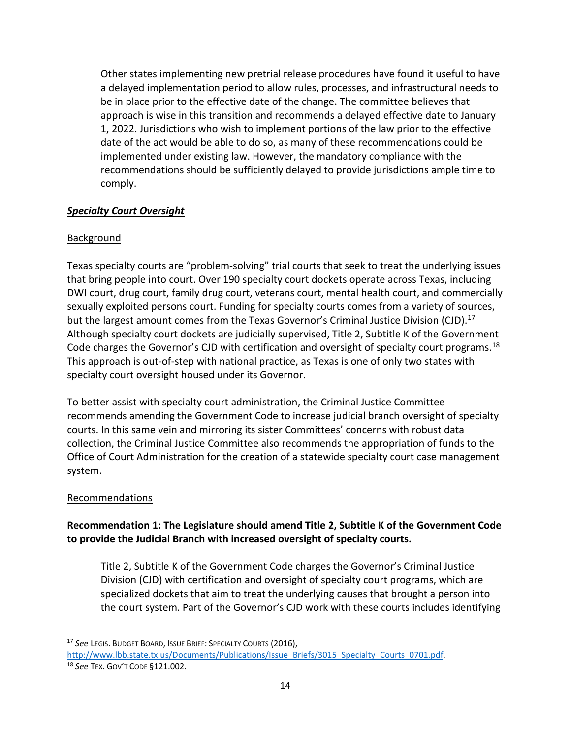Other states implementing new pretrial release procedures have found it useful to have a delayed implementation period to allow rules, processes, and infrastructural needs to be in place prior to the effective date of the change. The committee believes that approach is wise in this transition and recommends a delayed effective date to January 1, 2022. Jurisdictions who wish to implement portions of the law prior to the effective date of the act would be able to do so, as many of these recommendations could be implemented under existing law. However, the mandatory compliance with the recommendations should be sufficiently delayed to provide jurisdictions ample time to comply.

***Specialty Court Oversight***

Background

Texas specialty courts are "problem-solving" trial courts that seek to treat the underlying issues that bring people into court. Over 190 specialty court dockets operate across Texas, including DWI court, drug court, family drug court, veterans court, mental health court, and commercially sexually exploited persons court. Funding for specialty courts comes from a variety of sources, but the largest amount comes from the Texas Governor's Criminal Justice Division (CJD).[17] Although specialty court dockets are judicially supervised, Title 2, Subtitle K of the Government Code charges the Governor's CJD with certification and oversight of specialty court programs.[18] This approach is out-of-step with national practice, as Texas is one of only two states with specialty court oversight housed under its Governor.

To better assist with specialty court administration, the Criminal Justice Committee recommends amending the Government Code to increase judicial branch oversight of specialty courts. In this same vein and mirroring its sister Committees' concerns with robust data collection, the Criminal Justice Committee also recommends the appropriation of funds to the Office of Court Administration for the creation of a statewide specialty court case management system.

Recommendations

**Recommendation 1: The Legislature should amend Title 2, Subtitle K of the Government Code to provide the Judicial Branch with increased oversight of specialty courts.**

Title 2, Subtitle K of the Government Code charges the Governor's Criminal Justice Division (CJD) with certification and oversight of specialty court programs, which are specialized dockets that aim to treat the underlying causes that brought a person into the court system. Part of the Governor's CJD work with these courts includes identifying

---

[17] *See* LEGIS. BUDGET BOARD, ISSUE BRIEF: SPECIALTY COURTS (2016), http://www.lbb.state.tx.us/Documents/Publications/Issue_Briefs/3015_Specialty_Courts_0701.pdf.

[18] *See* TEX. GOV'T CODE §121.002.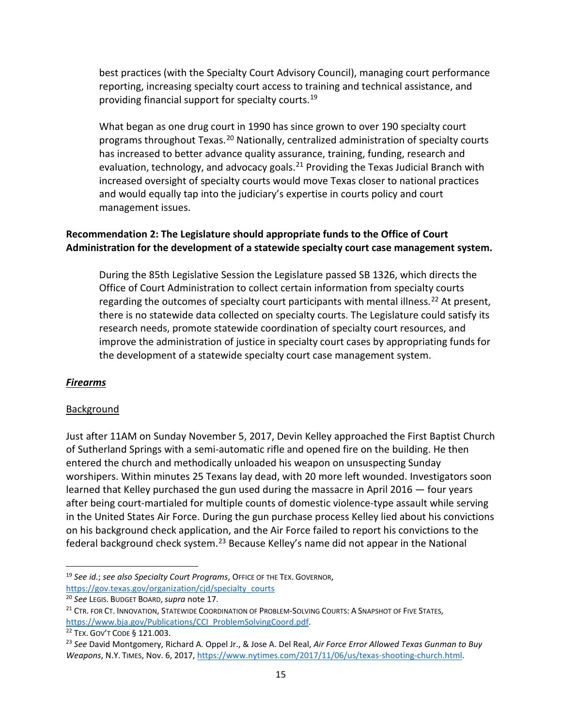best practices (with the Specialty Court Advisory Council), managing court performance reporting, increasing specialty court access to training and technical assistance, and providing financial support for specialty courts.[19]

What began as one drug court in 1990 has since grown to over 190 specialty court programs throughout Texas.[20] Nationally, centralized administration of specialty courts has increased to better advance quality assurance, training, funding, research and evaluation, technology, and advocacy goals.[21] Providing the Texas Judicial Branch with increased oversight of specialty courts would move Texas closer to national practices and would equally tap into the judiciary's expertise in courts policy and court management issues.

**Recommendation 2: The Legislature should appropriate funds to the Office of Court Administration for the development of a statewide specialty court case management system.**

During the 85th Legislative Session the Legislature passed SB 1326, which directs the Office of Court Administration to collect certain information from specialty courts regarding the outcomes of specialty court participants with mental illness.[22] At present, there is no statewide data collected on specialty courts. The Legislature could satisfy its research needs, promote statewide coordination of specialty court resources, and improve the administration of justice in specialty court cases by appropriating funds for the development of a statewide specialty court case management system.

***Firearms***

Background

Just after 11AM on Sunday November 5, 2017, Devin Kelley approached the First Baptist Church of Sutherland Springs with a semi-automatic rifle and opened fire on the building. He then entered the church and methodically unloaded his weapon on unsuspecting Sunday worshipers. Within minutes 25 Texans lay dead, with 20 more left wounded. Investigators soon learned that Kelley purchased the gun used during the massacre in April 2016 — four years after being court-martialed for multiple counts of domestic violence-type assault while serving in the United States Air Force. During the gun purchase process Kelley lied about his convictions on his background check application, and the Air Force failed to report his convictions to the federal background check system.[23] Because Kelley's name did not appear in the National

---

[19] *See id.*; *see also Specialty Court Programs*, OFFICE OF THE TEX. GOVERNOR, https://gov.texas.gov/organization/cjd/specialty_courts

[20] *See* LEGIS. BUDGET BOARD, *supra* note 17.

[21] CTR. FOR CT. INNOVATION, STATEWIDE COORDINATION OF PROBLEM-SOLVING COURTS: A SNAPSHOT OF FIVE STATES, https://www.bja.gov/Publications/CCI_ProblemSolvingCoord.pdf.

[22] TEX. GOV'T CODE § 121.003.

[23] *See* David Montgomery, Richard A. Oppel Jr., & Jose A. Del Real, *Air Force Error Allowed Texas Gunman to Buy Weapons*, N.Y. TIMES, Nov. 6, 2017, https://www.nytimes.com/2017/11/06/us/texas-shooting-church.html.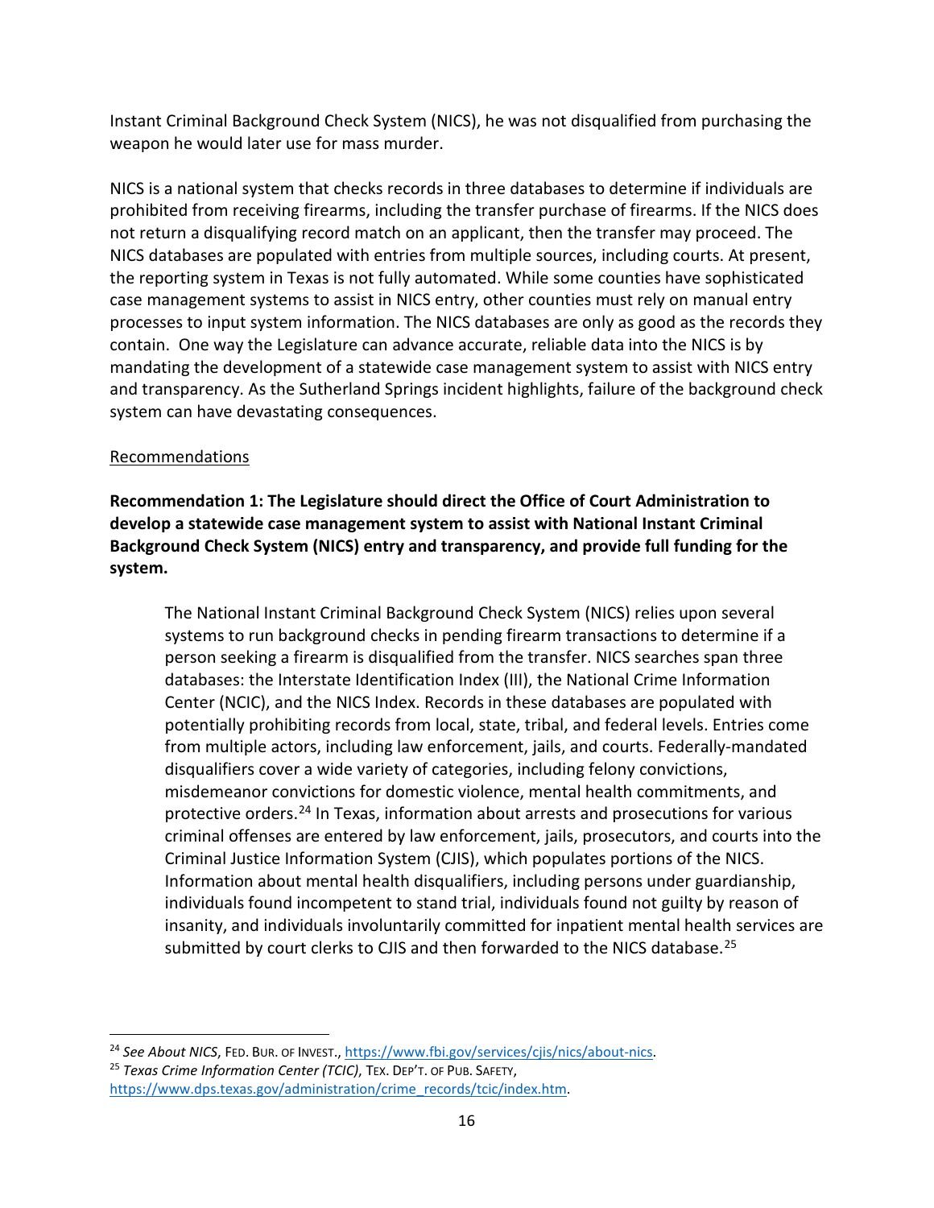Instant Criminal Background Check System (NICS), he was not disqualified from purchasing the weapon he would later use for mass murder.

NICS is a national system that checks records in three databases to determine if individuals are prohibited from receiving firearms, including the transfer purchase of firearms. If the NICS does not return a disqualifying record match on an applicant, then the transfer may proceed. The NICS databases are populated with entries from multiple sources, including courts. At present, the reporting system in Texas is not fully automated. While some counties have sophisticated case management systems to assist in NICS entry, other counties must rely on manual entry processes to input system information. The NICS databases are only as good as the records they contain. One way the Legislature can advance accurate, reliable data into the NICS is by mandating the development of a statewide case management system to assist with NICS entry and transparency. As the Sutherland Springs incident highlights, failure of the background check system can have devastating consequences.

<u>Recommendations</u>

**Recommendation 1: The Legislature should direct the Office of Court Administration to develop a statewide case management system to assist with National Instant Criminal Background Check System (NICS) entry and transparency, and provide full funding for the system.**

> The National Instant Criminal Background Check System (NICS) relies upon several systems to run background checks in pending firearm transactions to determine if a person seeking a firearm is disqualified from the transfer. NICS searches span three databases: the Interstate Identification Index (III), the National Crime Information Center (NCIC), and the NICS Index. Records in these databases are populated with potentially prohibiting records from local, state, tribal, and federal levels. Entries come from multiple actors, including law enforcement, jails, and courts. Federally-mandated disqualifiers cover a wide variety of categories, including felony convictions, misdemeanor convictions for domestic violence, mental health commitments, and protective orders.[24] In Texas, information about arrests and prosecutions for various criminal offenses are entered by law enforcement, jails, prosecutors, and courts into the Criminal Justice Information System (CJIS), which populates portions of the NICS. Information about mental health disqualifiers, including persons under guardianship, individuals found incompetent to stand trial, individuals found not guilty by reason of insanity, and individuals involuntarily committed for inpatient mental health services are submitted by court clerks to CJIS and then forwarded to the NICS database.[25]

---

[24] *See About NICS*, FED. BUR. OF INVEST., https://www.fbi.gov/services/cjis/nics/about-nics.

[25] *Texas Crime Information Center (TCIC)*, TEX. DEP'T. OF PUB. SAFETY, https://www.dps.texas.gov/administration/crime_records/tcic/index.htm.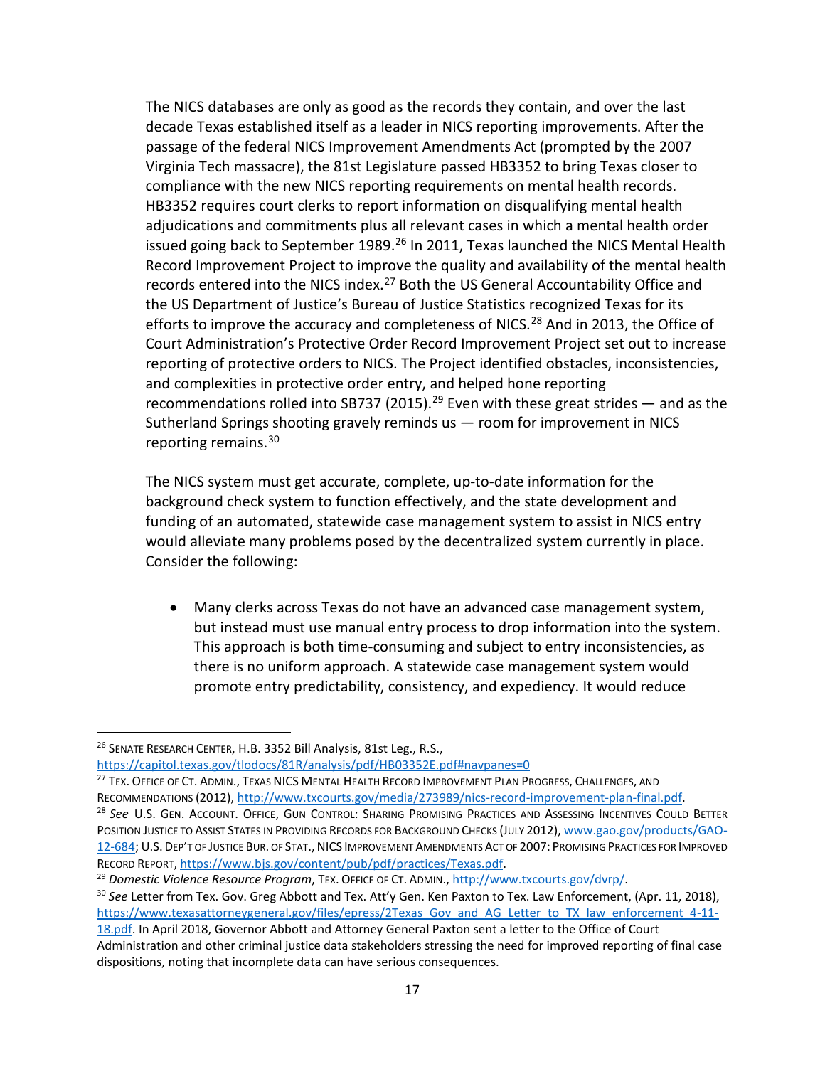The NICS databases are only as good as the records they contain, and over the last decade Texas established itself as a leader in NICS reporting improvements. After the passage of the federal NICS Improvement Amendments Act (prompted by the 2007 Virginia Tech massacre), the 81st Legislature passed HB3352 to bring Texas closer to compliance with the new NICS reporting requirements on mental health records. HB3352 requires court clerks to report information on disqualifying mental health adjudications and commitments plus all relevant cases in which a mental health order issued going back to September 1989.[26] In 2011, Texas launched the NICS Mental Health Record Improvement Project to improve the quality and availability of the mental health records entered into the NICS index.[27] Both the US General Accountability Office and the US Department of Justice's Bureau of Justice Statistics recognized Texas for its efforts to improve the accuracy and completeness of NICS.[28] And in 2013, the Office of Court Administration's Protective Order Record Improvement Project set out to increase reporting of protective orders to NICS. The Project identified obstacles, inconsistencies, and complexities in protective order entry, and helped hone reporting recommendations rolled into SB737 (2015).[29] Even with these great strides — and as the Sutherland Springs shooting gravely reminds us — room for improvement in NICS reporting remains.[30]

The NICS system must get accurate, complete, up-to-date information for the background check system to function effectively, and the state development and funding of an automated, statewide case management system to assist in NICS entry would alleviate many problems posed by the decentralized system currently in place. Consider the following:

- Many clerks across Texas do not have an advanced case management system, but instead must use manual entry process to drop information into the system. This approach is both time-consuming and subject to entry inconsistencies, as there is no uniform approach. A statewide case management system would promote entry predictability, consistency, and expediency. It would reduce

---

[26] Senate Research Center, H.B. 3352 Bill Analysis, 81st Leg., R.S., https://capitol.texas.gov/tlodocs/81R/analysis/pdf/HB03352E.pdf#navpanes=0

[27] Tex. Office of Ct. Admin., Texas NICS Mental Health Record Improvement Plan Progress, Challenges, and Recommendations (2012), http://www.txcourts.gov/media/273989/nics-record-improvement-plan-final.pdf.

[28] *See* U.S. Gen. Account. Office, Gun Control: Sharing Promising Practices and Assessing Incentives Could Better Position Justice to Assist States in Providing Records for Background Checks (July 2012), www.gao.gov/products/GAO-12-684; U.S. Dep't of Justice Bur. of Stat., NICS Improvement Amendments Act of 2007: Promising Practices for Improved Record Report, https://www.bjs.gov/content/pub/pdf/practices/Texas.pdf.

[29] *Domestic Violence Resource Program*, Tex. Office of Ct. Admin., http://www.txcourts.gov/dvrp/.

[30] *See* Letter from Tex. Gov. Greg Abbott and Tex. Att'y Gen. Ken Paxton to Tex. Law Enforcement, (Apr. 11, 2018), https://www.texasattorneygeneral.gov/files/epress/2Texas_Gov_and_AG_Letter_to_TX_law_enforcement_4-11-18.pdf. In April 2018, Governor Abbott and Attorney General Paxton sent a letter to the Office of Court Administration and other criminal justice data stakeholders stressing the need for improved reporting of final case dispositions, noting that incomplete data can have serious consequences.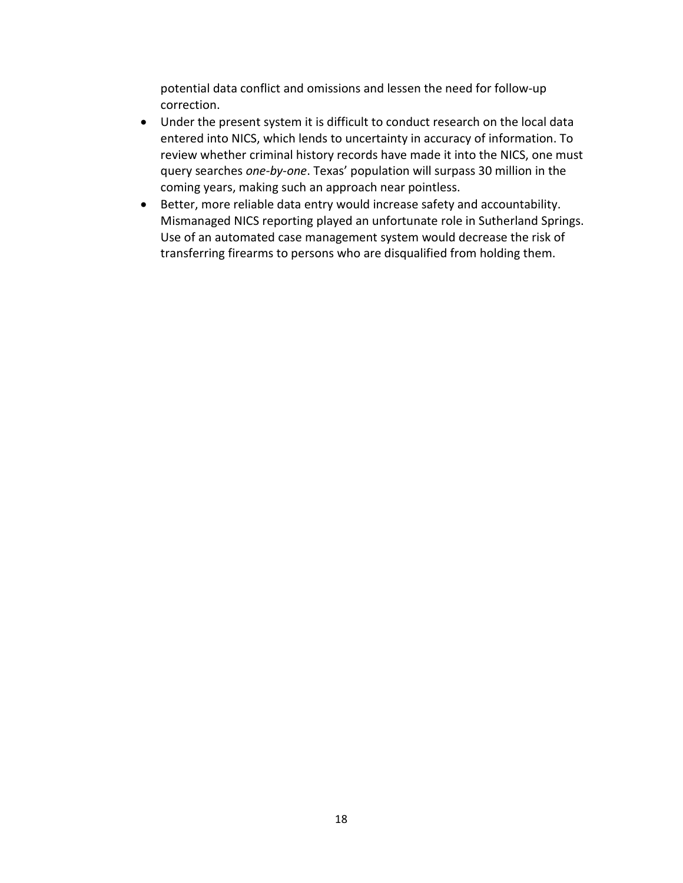potential data conflict and omissions and lessen the need for follow-up correction.

- Under the present system it is difficult to conduct research on the local data entered into NICS, which lends to uncertainty in accuracy of information. To review whether criminal history records have made it into the NICS, one must query searches *one-by-one*. Texas' population will surpass 30 million in the coming years, making such an approach near pointless.
- Better, more reliable data entry would increase safety and accountability. Mismanaged NICS reporting played an unfortunate role in Sutherland Springs. Use of an automated case management system would decrease the risk of transferring firearms to persons who are disqualified from holding them.